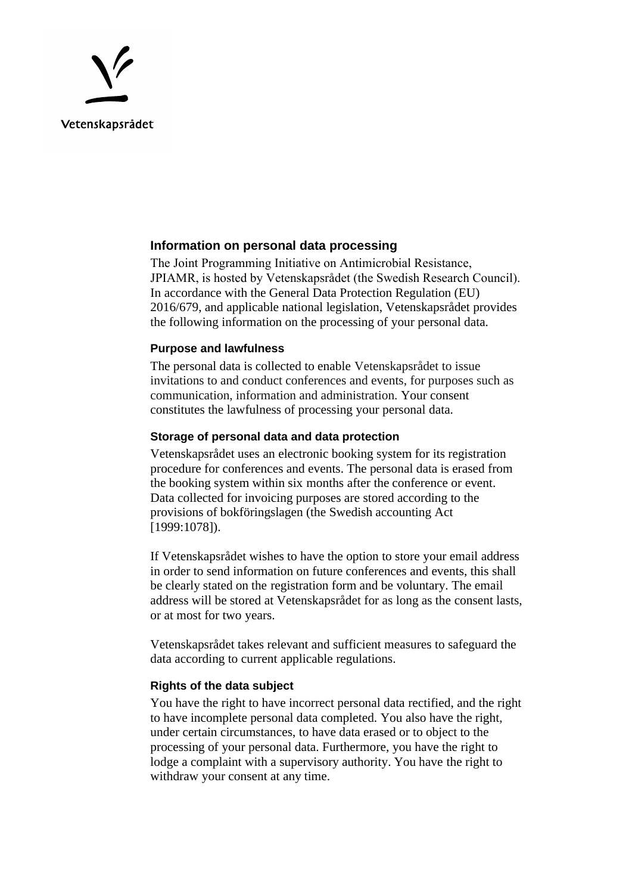Vetenskapsrådet

## Information on personal data processing

The Joint Programming Initiative on Antimicrobial Resistance, JPIAMR, is hosted by Vetenskapsrådet (the Swedish Research Council). In accordance with the General Data Protection Regulation (EU) 2016/679, and applicable national legislation, Vetenskapsrådet provides the following information on the processing of your personal data.

### Purpose and lawfulness

The personal data is collected to enable Vetenskapsrådet to issue invitations to and conduct conferences and events, for purposes such as communication, information and administration. Your consent constitutes the lawfulness of processing your personal data.

### Storage of personal data and data protection

Vetenskapsrådet uses an electronic booking system for its registration procedure for conferences and events. The personal data is erased from the booking system within six months after the conference or event. Data collected for invoicing purposes are stored according to the provisions of bokföringslagen (the Swedish accounting Act [1999:1078]).

If Vetenskapsrådet wishes to have the option to store your email address in order to send information on future conferences and events, this shall be clearly stated on the registration form and be voluntary. The email address will be stored at Vetenskapsrådet for as long as the consent lasts, or at most for two years.

Vetenskapsrådet takes relevant and sufficient measures to safeguard the data according to current applicable regulations.

### Rights of the data subject

You have the right to have incorrect personal data rectified, and the right to have incomplete personal data completed. You also have the right, under certain circumstances, to have data erased or to object to the processing of your personal data. Furthermore, you have the right to lodge a complaint with a supervisory authority. You have the right to withdraw your consent at any time.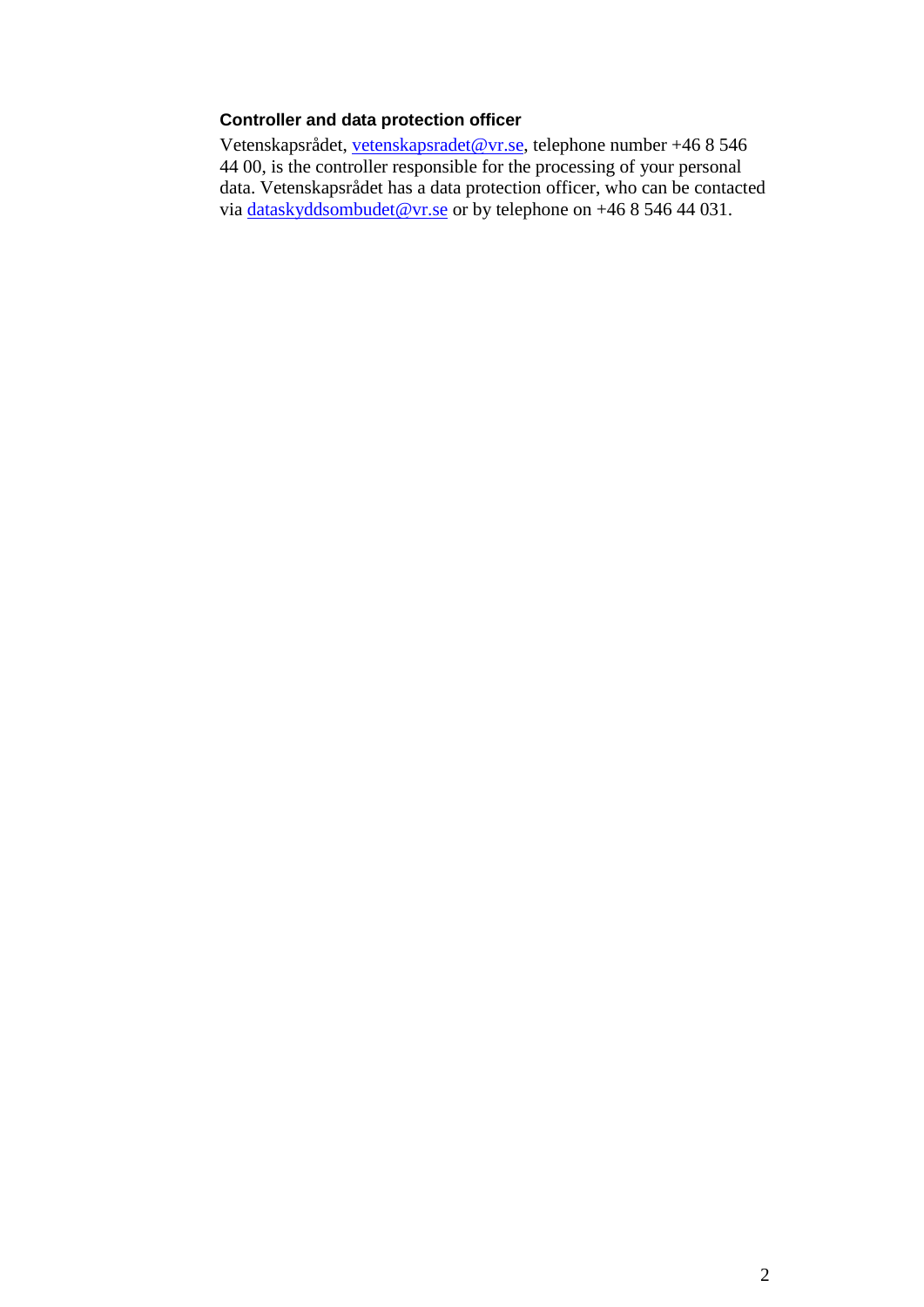### Controller and data protection officer

Vetenskapsrådet, vetenskapsradet@vr.se, telephone number +46 8 546 44 00, is the controller responsible for the processing of your personal data. Vetenskapsrådet has a data protection officer, who can be contacted via dataskyddsombudet@vr.se or by telephone on +46 8 546 44 031.